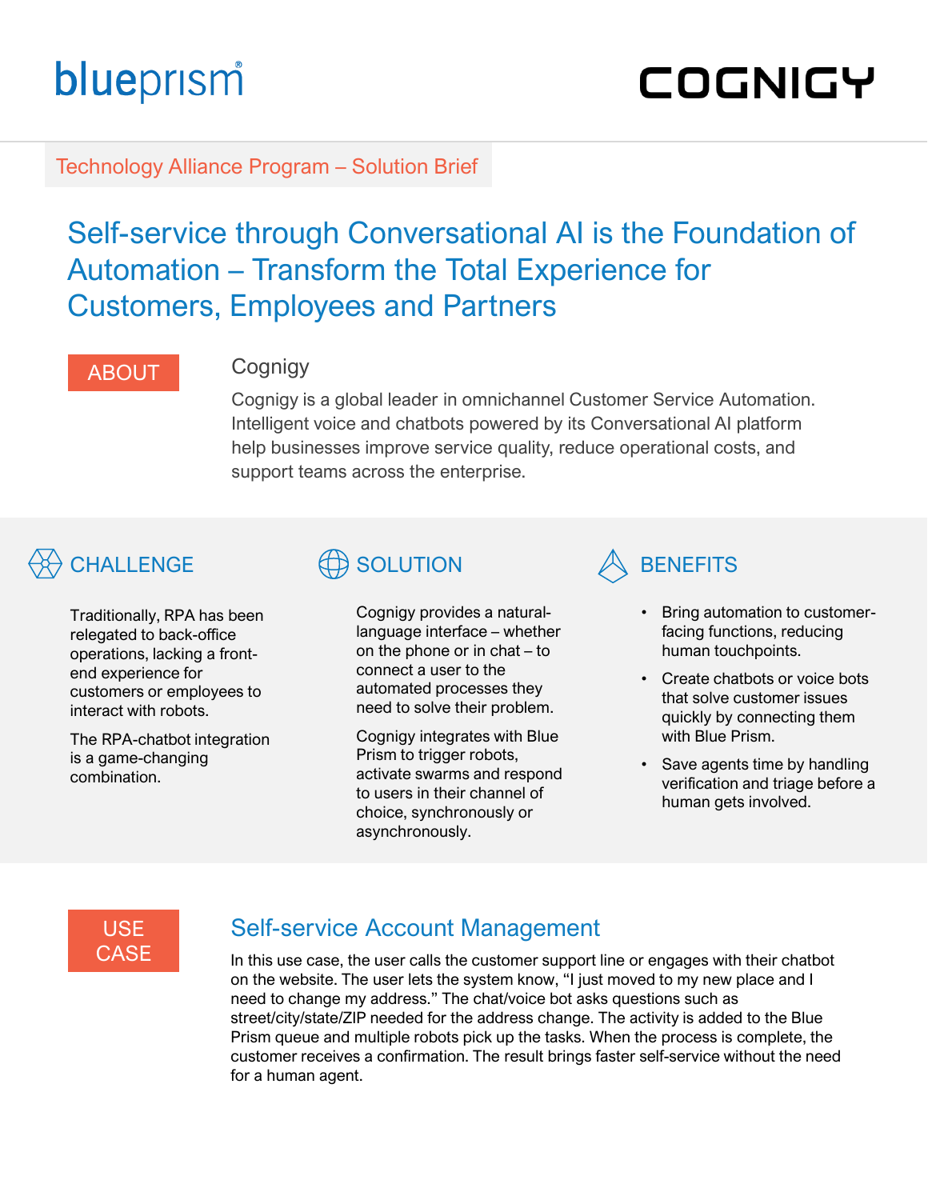blueprism®

COGNIGY

Technology Alliance Program – Solution Brief

# Self-service through Conversational AI is the Foundation of Automation – Transform the Total Experience for Customers, Employees and Partners

## ABOUT

### Cognigy

Cognigy is a global leader in omnichannel Customer Service Automation. Intelligent voice and chatbots powered by its Conversational AI platform help businesses improve service quality, reduce operational costs, and support teams across the enterprise.

## CHALLENGE

Traditionally, RPA has been relegated to back-office operations, lacking a front-end experience for customers or employees to interact with robots.

The RPA-chatbot integration is a game-changing combination.

## SOLUTION

Cognigy provides a natural-language interface – whether on the phone or in chat – to connect a user to the automated processes they need to solve their problem.

Cognigy integrates with Blue Prism to trigger robots, activate swarms and respond to users in their channel of choice, synchronously or asynchronously.

## BENEFITS

- Bring automation to customer-facing functions, reducing human touchpoints.
- Create chatbots or voice bots that solve customer issues quickly by connecting them with Blue Prism.
- Save agents time by handling verification and triage before a human gets involved.

## USE CASE

### Self-service Account Management

In this use case, the user calls the customer support line or engages with their chatbot on the website. The user lets the system know, "I just moved to my new place and I need to change my address." The chat/voice bot asks questions such as street/city/state/ZIP needed for the address change. The activity is added to the Blue Prism queue and multiple robots pick up the tasks. When the process is complete, the customer receives a confirmation. The result brings faster self-service without the need for a human agent.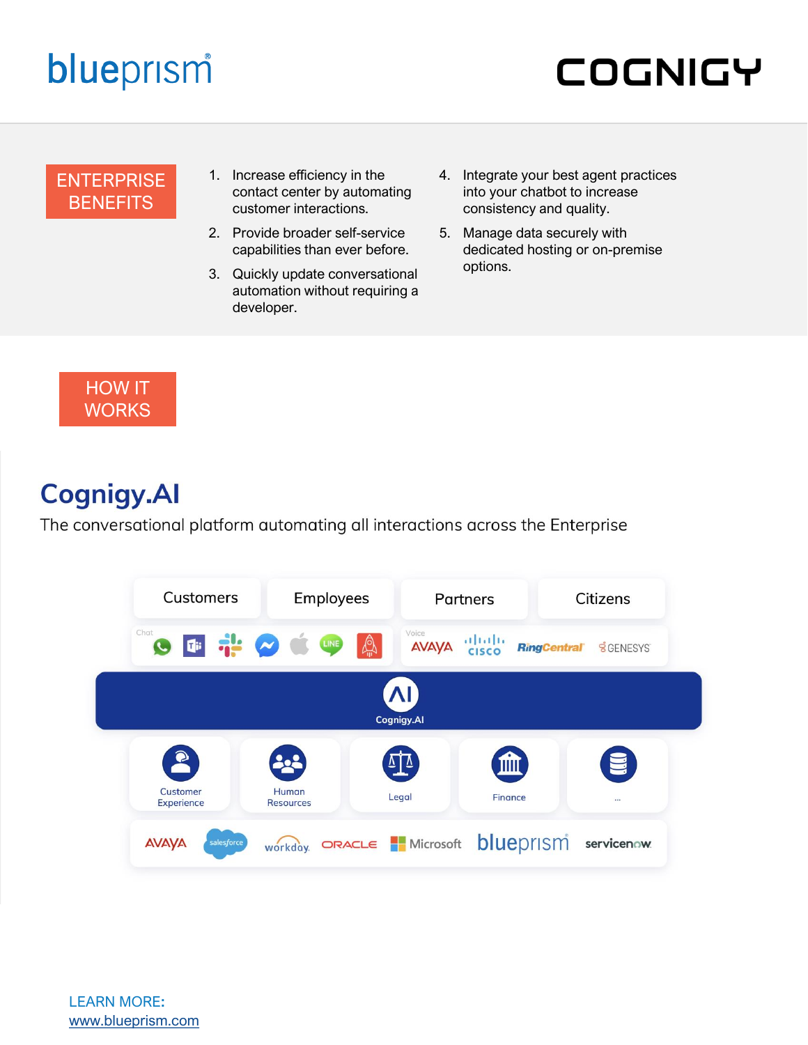blueprism

COGNIGY

## ENTERPRISE BENEFITS

1. Increase efficiency in the contact center by automating customer interactions.
2. Provide broader self-service capabilities than ever before.
3. Quickly update conversational automation without requiring a developer.
4. Integrate your best agent practices into your chatbot to increase consistency and quality.
5. Manage data securely with dedicated hosting or on-premise options.

## HOW IT WORKS

## Cognigy.AI

The conversational platform automating all interactions across the Enterprise

Customers | Employees | Partners | Citizens

Chat

Voice: AVAYA, CISCO, RingCentral, GENESYS

Cognigy.AI

Customer Experience | Human Resources | Legal | Finance | ...

AVAYA, salesforce, workday, ORACLE, Microsoft, blueprism, servicenow

LEARN MORE:
[www.blueprism.com](http://www.blueprism.com)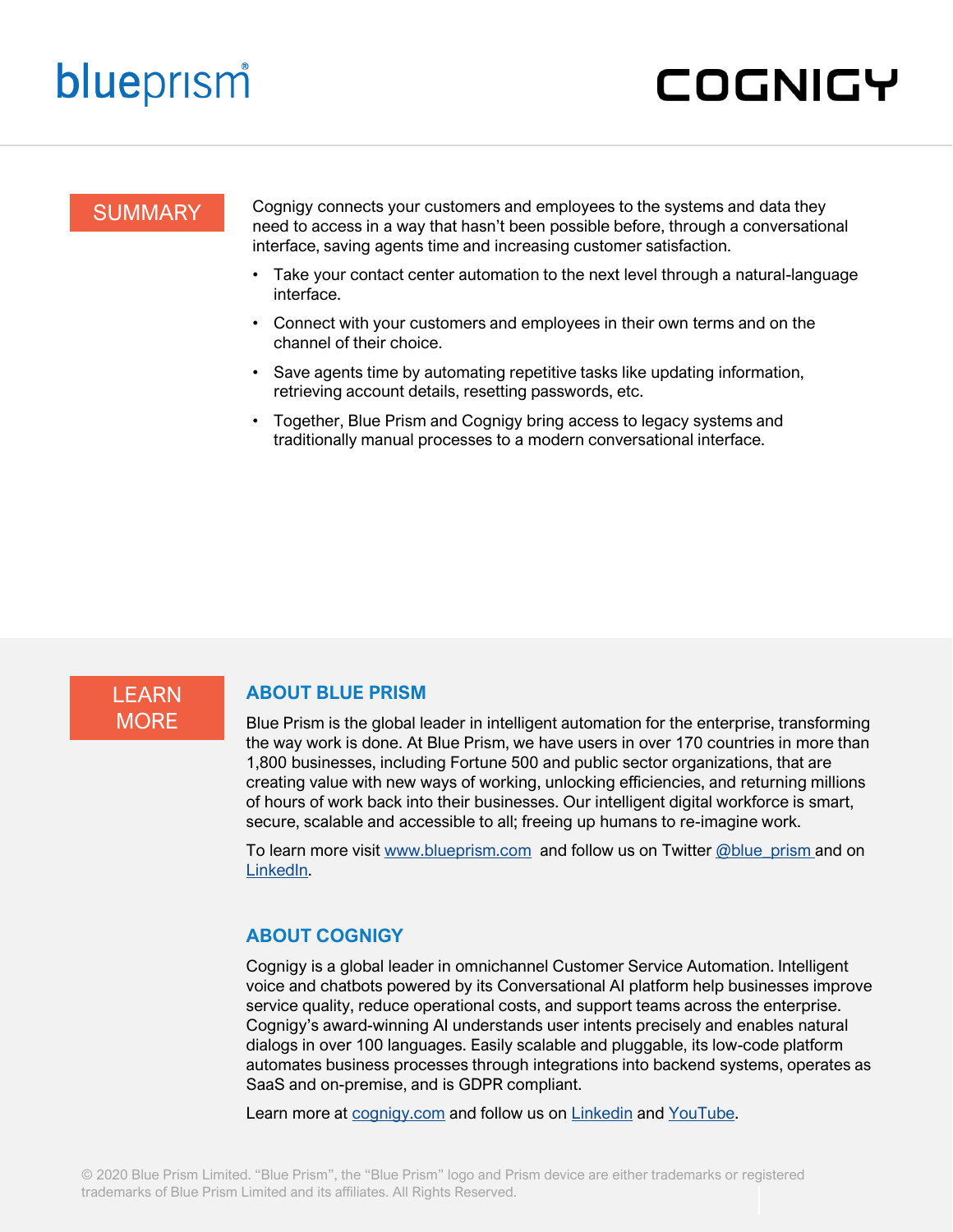blueprism®

COGNIGY

## SUMMARY

Cognigy connects your customers and employees to the systems and data they need to access in a way that hasn't been possible before, through a conversational interface, saving agents time and increasing customer satisfaction.

- Take your contact center automation to the next level through a natural-language interface.
- Connect with your customers and employees in their own terms and on the channel of their choice.
- Save agents time by automating repetitive tasks like updating information, retrieving account details, resetting passwords, etc.
- Together, Blue Prism and Cognigy bring access to legacy systems and traditionally manual processes to a modern conversational interface.

## LEARN MORE

### ABOUT BLUE PRISM

Blue Prism is the global leader in intelligent automation for the enterprise, transforming the way work is done. At Blue Prism, we have users in over 170 countries in more than 1,800 businesses, including Fortune 500 and public sector organizations, that are creating value with new ways of working, unlocking efficiencies, and returning millions of hours of work back into their businesses. Our intelligent digital workforce is smart, secure, scalable and accessible to all; freeing up humans to re-imagine work.

To learn more visit www.blueprism.com and follow us on Twitter @blue_prism and on LinkedIn.

### ABOUT COGNIGY

Cognigy is a global leader in omnichannel Customer Service Automation. Intelligent voice and chatbots powered by its Conversational AI platform help businesses improve service quality, reduce operational costs, and support teams across the enterprise. Cognigy's award-winning AI understands user intents precisely and enables natural dialogs in over 100 languages. Easily scalable and pluggable, its low-code platform automates business processes through integrations into backend systems, operates as SaaS and on-premise, and is GDPR compliant.

Learn more at cognigy.com and follow us on Linkedin and YouTube.

© 2020 Blue Prism Limited. "Blue Prism", the "Blue Prism" logo and Prism device are either trademarks or registered trademarks of Blue Prism Limited and its affiliates. All Rights Reserved.